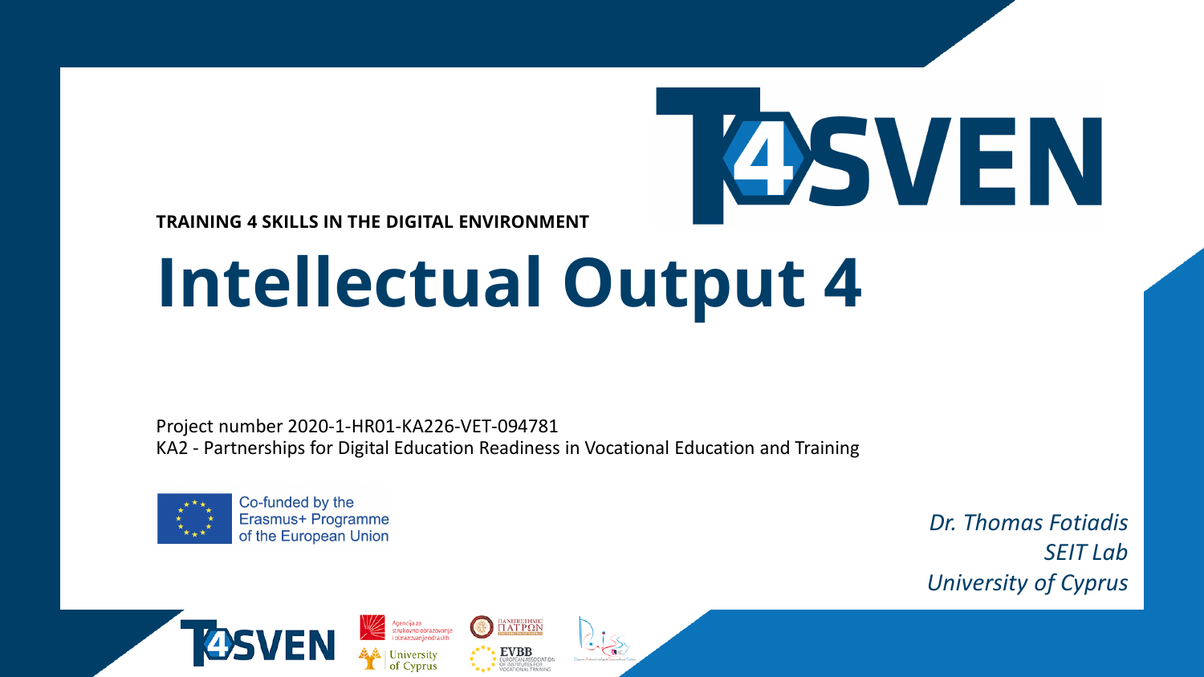TRAINING 4 SKILLS IN THE DIGITAL ENVIRONMENT

# Intellectual Output 4

Project number 2020-1-HR01-KA226-VET-094781
KA2 - Partnerships for Digital Education Readiness in Vocational Education and Training

Co-funded by the Erasmus+ Programme of the European Union

*Dr. Thomas Fotiadis*
*SEIT Lab*
*University of Cyprus*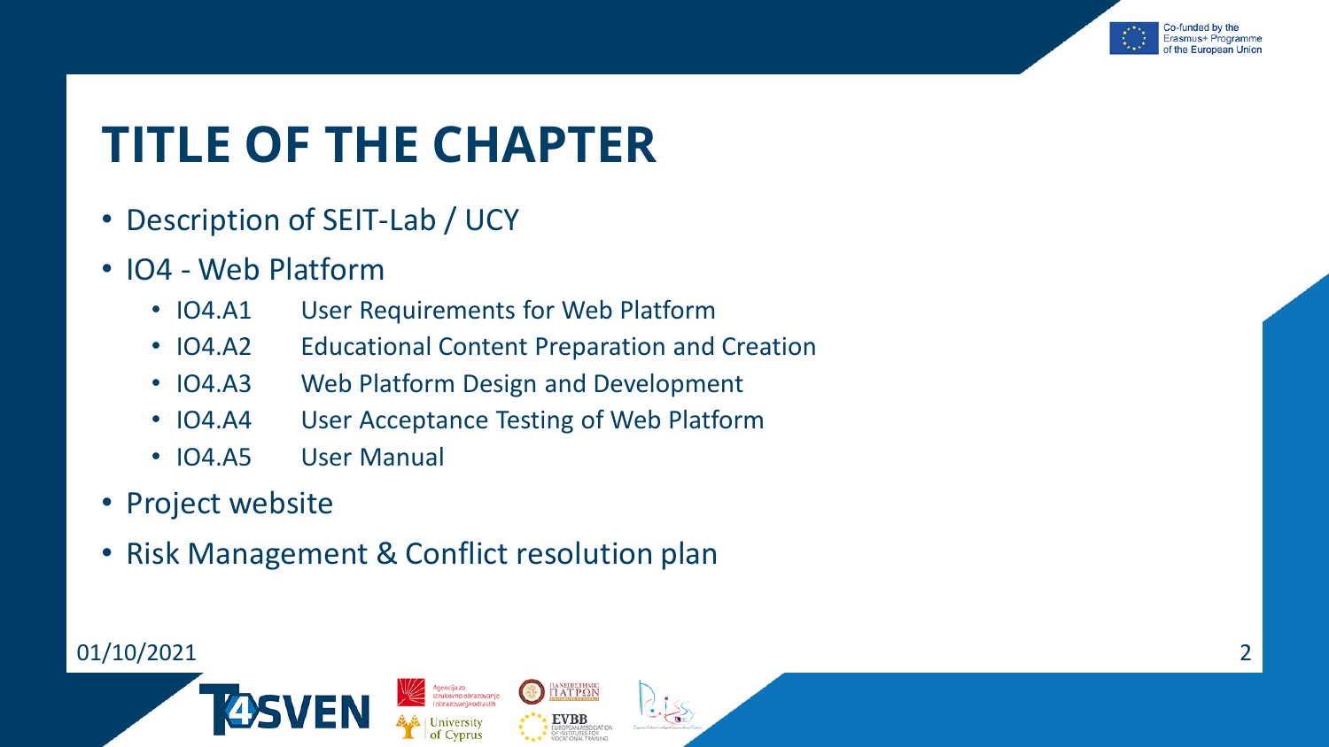# TITLE OF THE CHAPTER

- Description of SEIT-Lab / UCY
- IO4 - Web Platform
  - IO4.A1 User Requirements for Web Platform
  - IO4.A2 Educational Content Preparation and Creation
  - IO4.A3 Web Platform Design and Development
  - IO4.A4 User Acceptance Testing of Web Platform
  - IO4.A5 User Manual
- Project website
- Risk Management & Conflict resolution plan

01/10/2021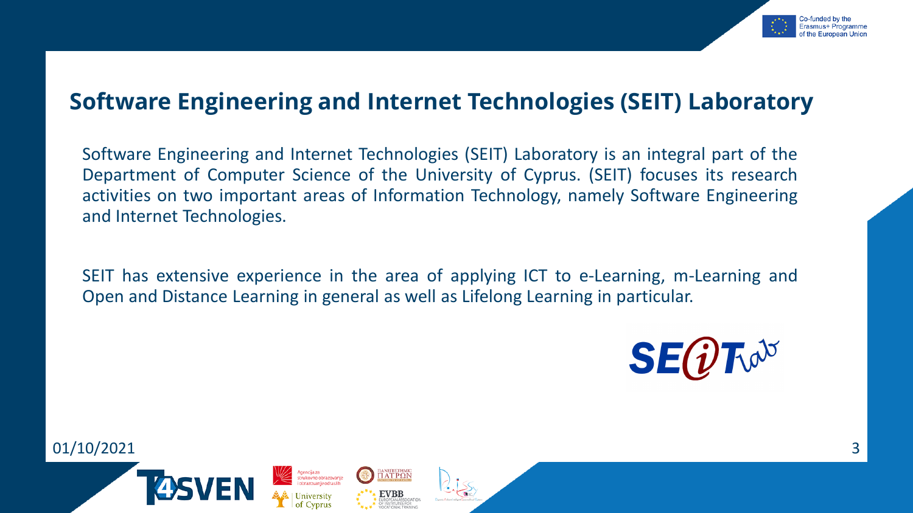# Software Engineering and Internet Technologies (SEIT) Laboratory

Software Engineering and Internet Technologies (SEIT) Laboratory is an integral part of the Department of Computer Science of the University of Cyprus. (SEIT) focuses its research activities on two important areas of Information Technology, namely Software Engineering and Internet Technologies.

SEIT has extensive experience in the area of applying ICT to e-Learning, m-Learning and Open and Distance Learning in general as well as Lifelong Learning in particular.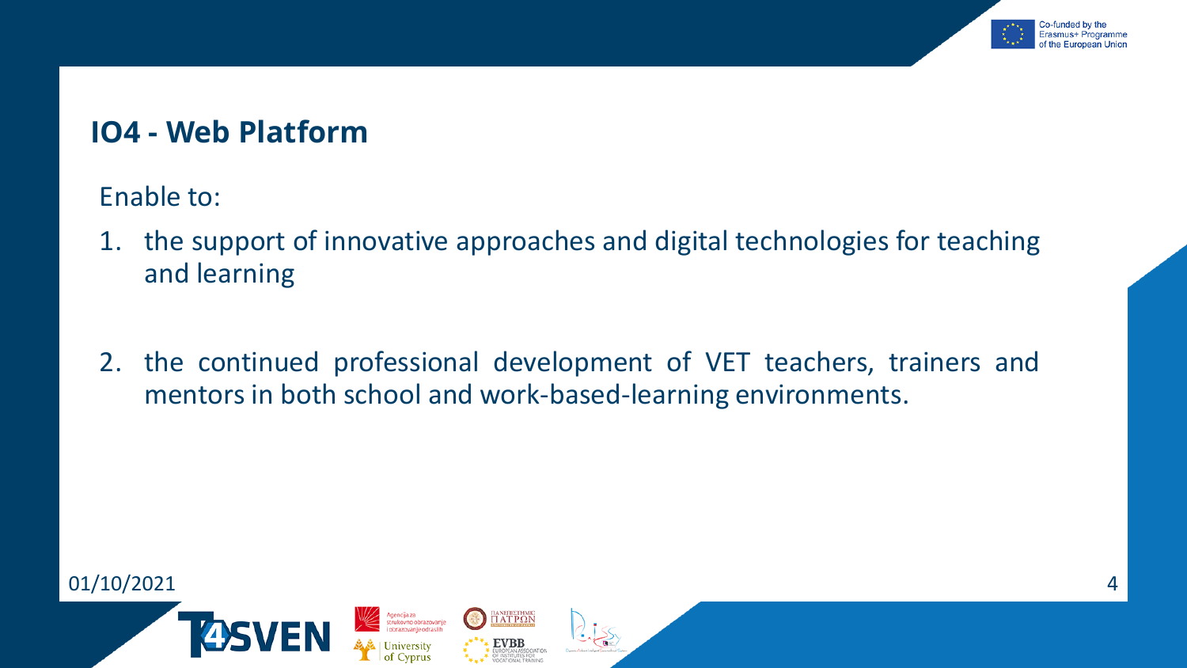## IO4 - Web Platform

Enable to:

1. the support of innovative approaches and digital technologies for teaching and learning
2. the continued professional development of VET teachers, trainers and mentors in both school and work-based-learning environments.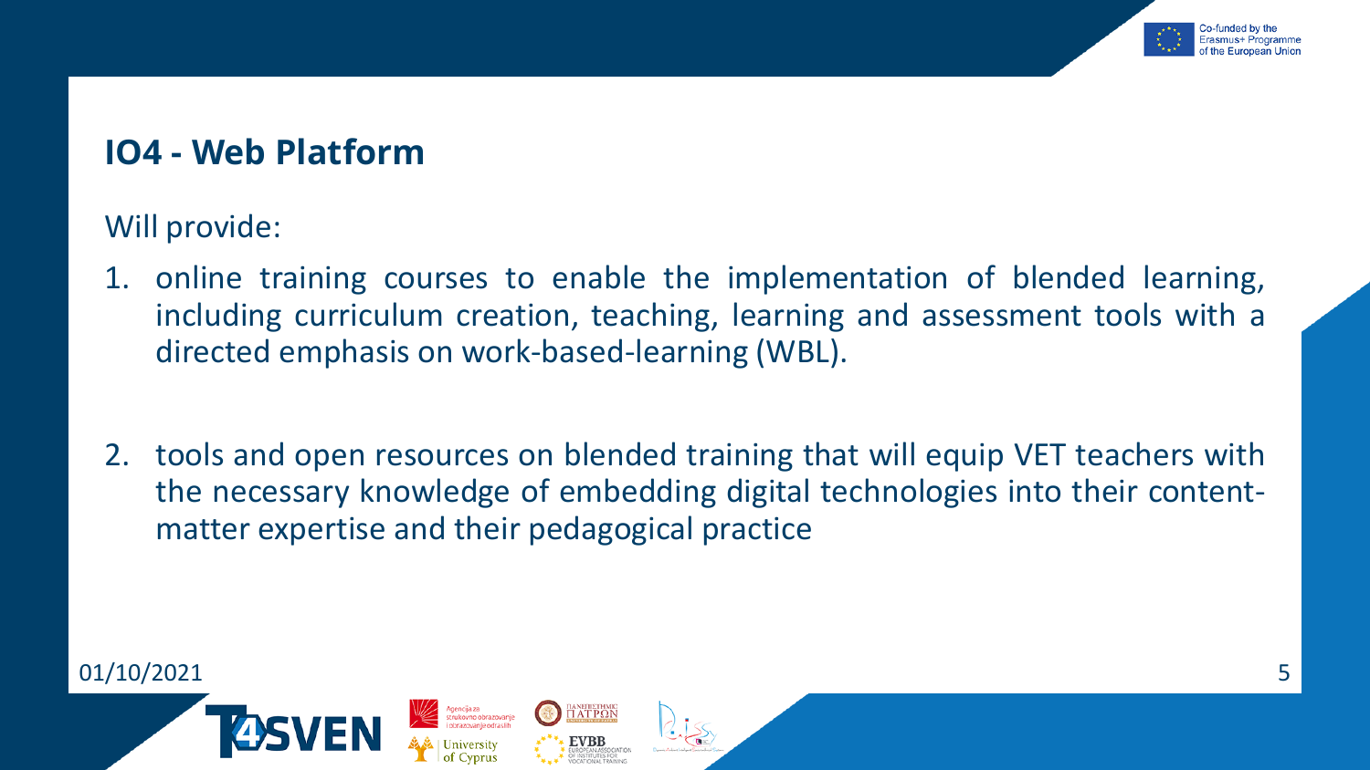## IO4 - Web Platform

Will provide:

1. online training courses to enable the implementation of blended learning, including curriculum creation, teaching, learning and assessment tools with a directed emphasis on work-based-learning (WBL).

2. tools and open resources on blended training that will equip VET teachers with the necessary knowledge of embedding digital technologies into their content-matter expertise and their pedagogical practice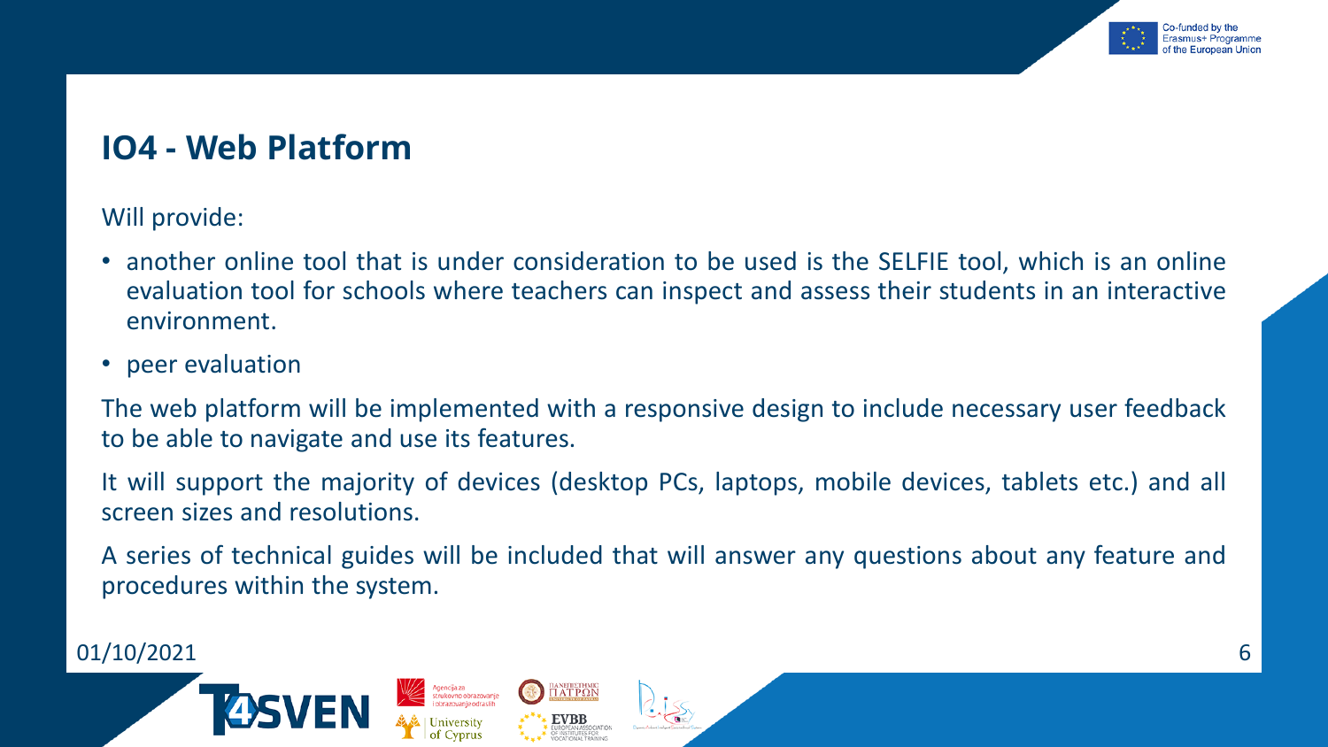# IO4 - Web Platform

Will provide:

- another online tool that is under consideration to be used is the SELFIE tool, which is an online evaluation tool for schools where teachers can inspect and assess their students in an interactive environment.
- peer evaluation

The web platform will be implemented with a responsive design to include necessary user feedback to be able to navigate and use its features.

It will support the majority of devices (desktop PCs, laptops, mobile devices, tablets etc.) and all screen sizes and resolutions.

A series of technical guides will be included that will answer any questions about any feature and procedures within the system.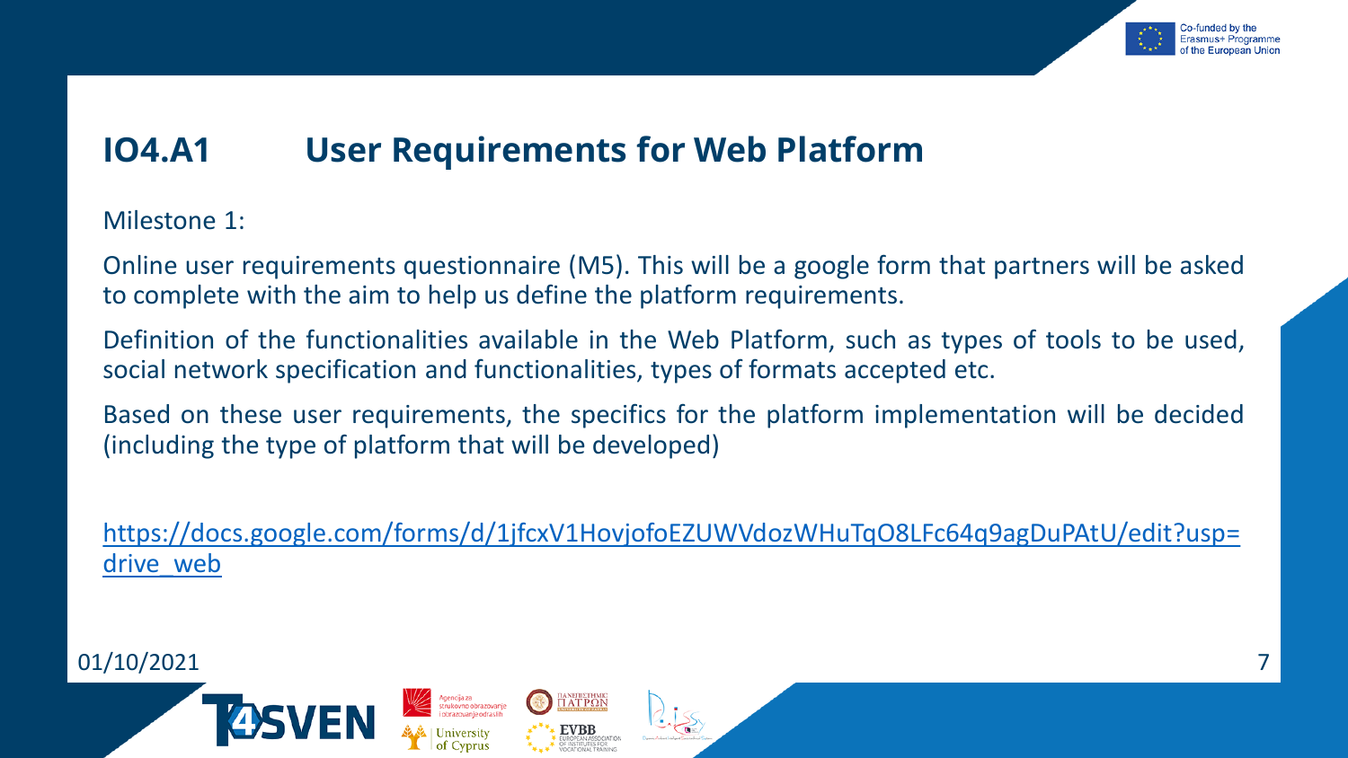## IO4.A1 User Requirements for Web Platform

Milestone 1:

Online user requirements questionnaire (M5). This will be a google form that partners will be asked to complete with the aim to help us define the platform requirements.

Definition of the functionalities available in the Web Platform, such as types of tools to be used, social network specification and functionalities, types of formats accepted etc.

Based on these user requirements, the specifics for the platform implementation will be decided (including the type of platform that will be developed)

https://docs.google.com/forms/d/1jfcxV1HovjofoEZUWVdozWHuTqO8LFc64q9agDuPAtU/edit?usp=drive_web

01/10/2021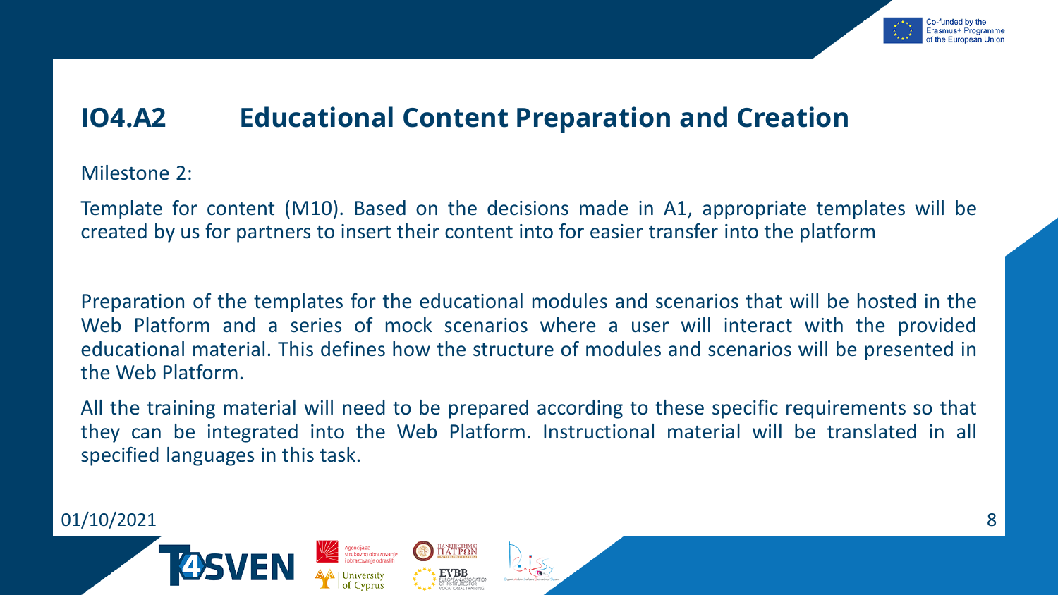## IO4.A2 Educational Content Preparation and Creation

Milestone 2:

Template for content (M10). Based on the decisions made in A1, appropriate templates will be created by us for partners to insert their content into for easier transfer into the platform

Preparation of the templates for the educational modules and scenarios that will be hosted in the Web Platform and a series of mock scenarios where a user will interact with the provided educational material. This defines how the structure of modules and scenarios will be presented in the Web Platform.

All the training material will need to be prepared according to these specific requirements so that they can be integrated into the Web Platform. Instructional material will be translated in all specified languages in this task.

01/10/2021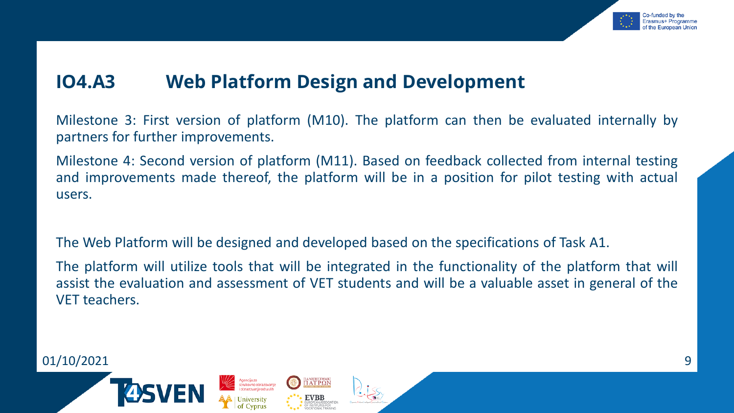## IO4.A3 Web Platform Design and Development

Milestone 3: First version of platform (M10). The platform can then be evaluated internally by partners for further improvements.

Milestone 4: Second version of platform (M11). Based on feedback collected from internal testing and improvements made thereof, the platform will be in a position for pilot testing with actual users.

The Web Platform will be designed and developed based on the specifications of Task A1.

The platform will utilize tools that will be integrated in the functionality of the platform that will assist the evaluation and assessment of VET students and will be a valuable asset in general of the VET teachers.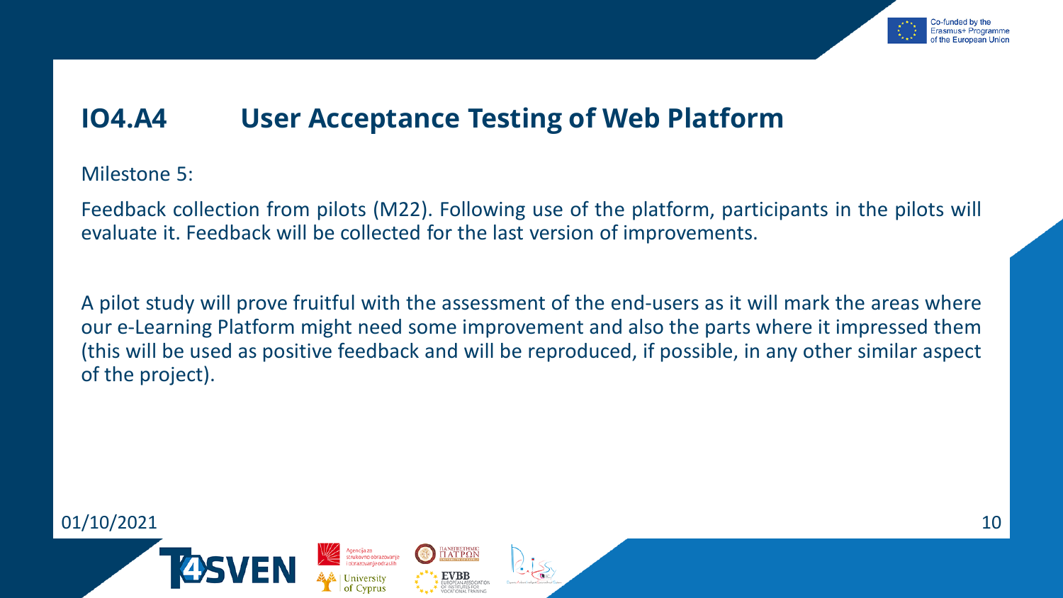# IO4.A4 User Acceptance Testing of Web Platform

Milestone 5:

Feedback collection from pilots (M22). Following use of the platform, participants in the pilots will evaluate it. Feedback will be collected for the last version of improvements.

A pilot study will prove fruitful with the assessment of the end-users as it will mark the areas where our e-Learning Platform might need some improvement and also the parts where it impressed them (this will be used as positive feedback and will be reproduced, if possible, in any other similar aspect of the project).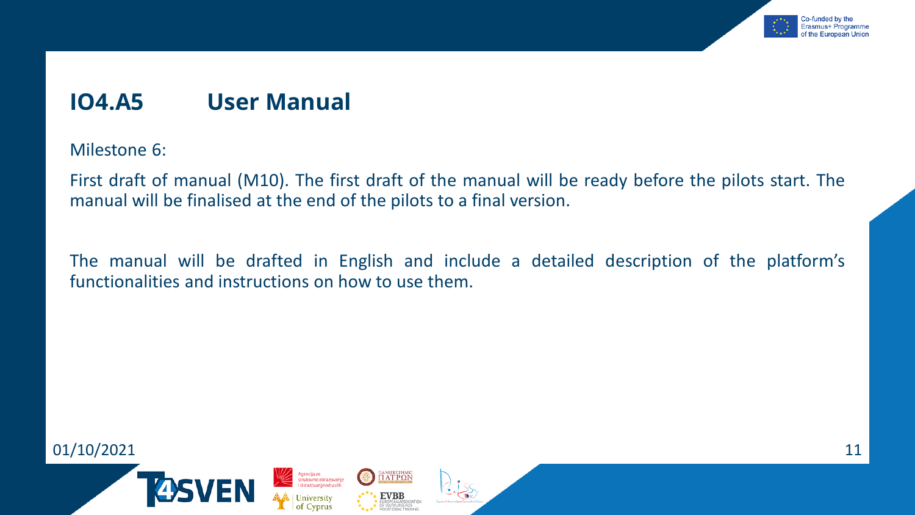## IO4.A5 User Manual

Milestone 6:

First draft of manual (M10). The first draft of the manual will be ready before the pilots start. The manual will be finalised at the end of the pilots to a final version.

The manual will be drafted in English and include a detailed description of the platform's functionalities and instructions on how to use them.

01/10/2021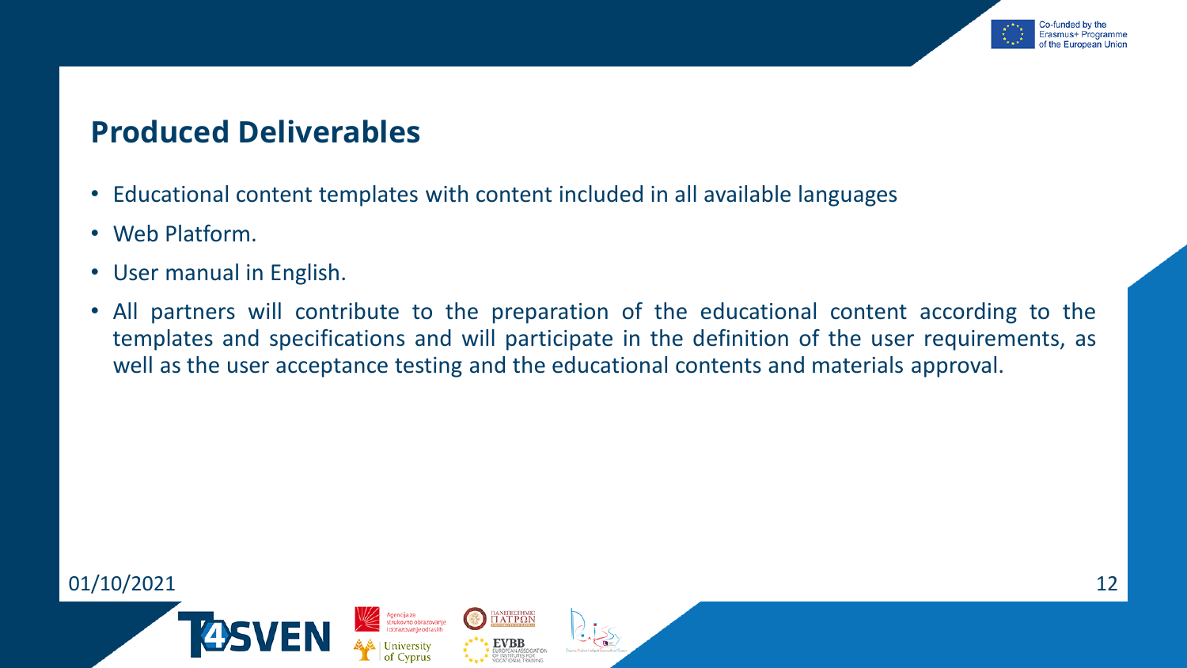## Produced Deliverables

- Educational content templates with content included in all available languages
- Web Platform.
- User manual in English.
- All partners will contribute to the preparation of the educational content according to the templates and specifications and will participate in the definition of the user requirements, as well as the user acceptance testing and the educational contents and materials approval.

01/10/2021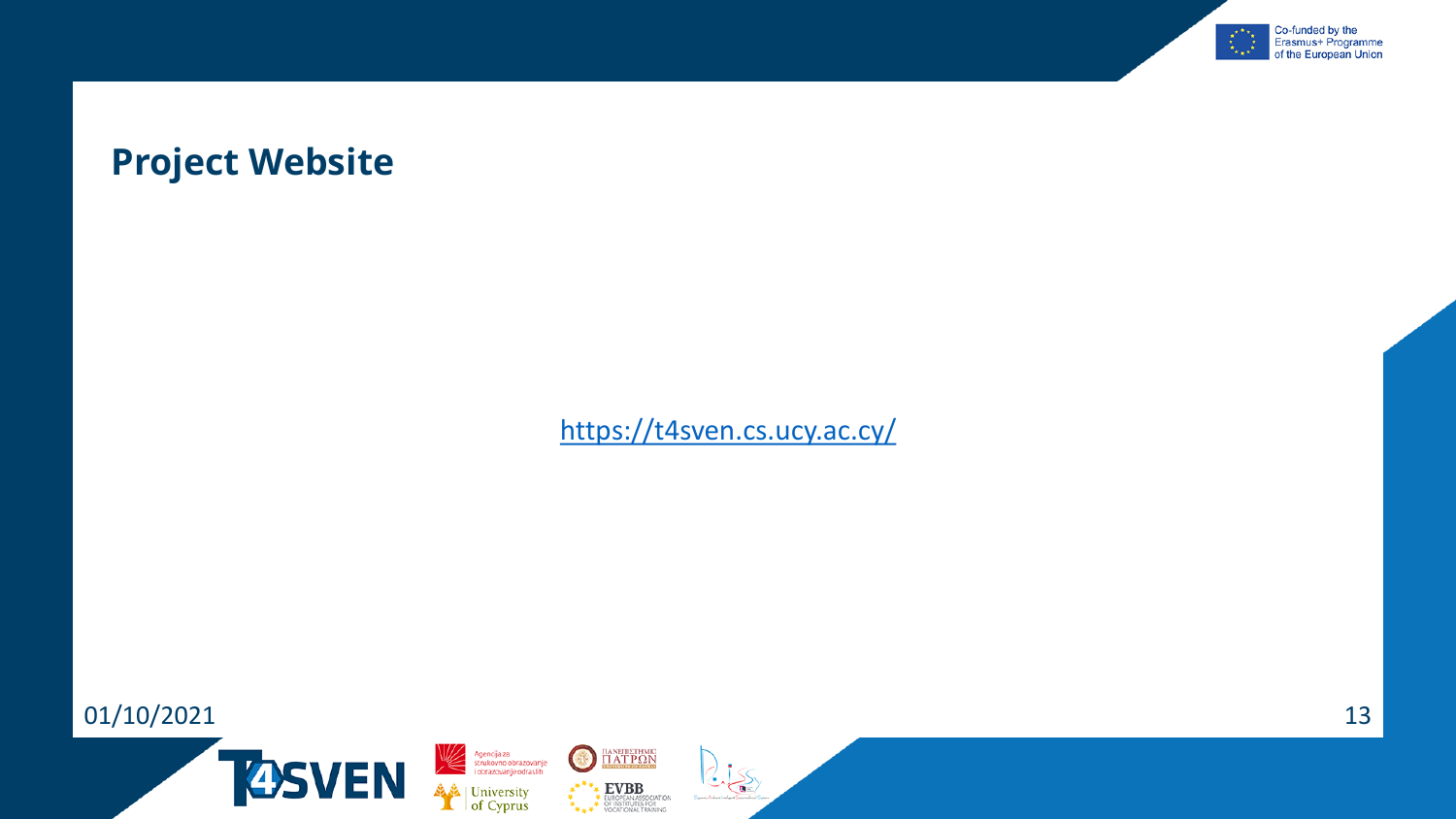# Project Website

https://t4sven.cs.ucy.ac.cy/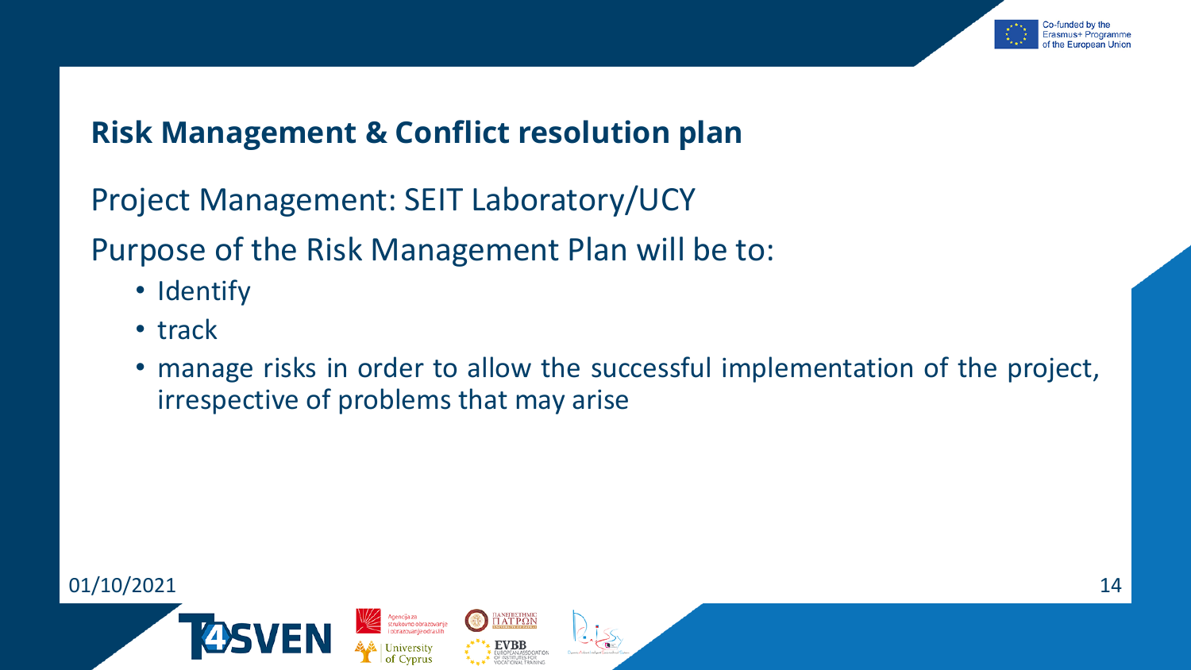## Risk Management & Conflict resolution plan

Project Management: SEIT Laboratory/UCY

Purpose of the Risk Management Plan will be to:

- Identify
- track
- manage risks in order to allow the successful implementation of the project, irrespective of problems that may arise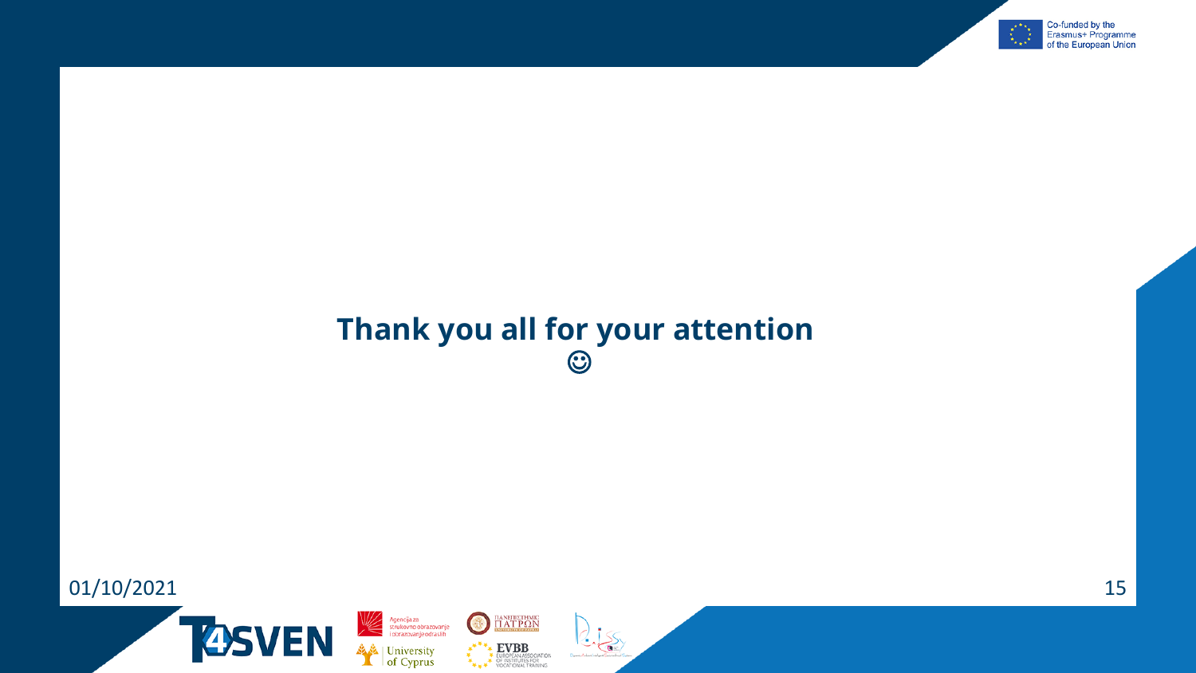**Thank you all for your attention**
☺